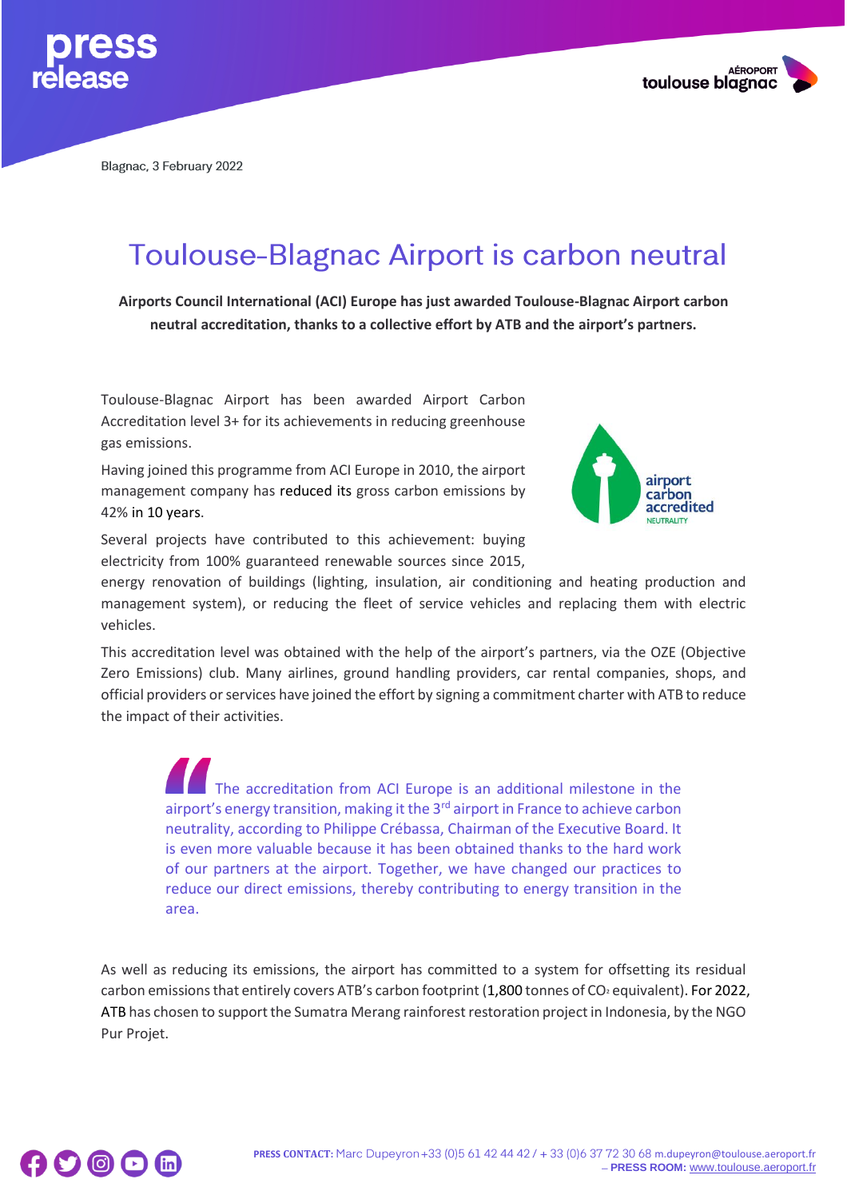press release

Blagnac, 3 February 2022

# Toulouse-Blagnac Airport is carbon neutral

**Airports Council International (ACI) Europe has just awarded Toulouse-Blagnac Airport carbon neutral accreditation, thanks to a collective effort by ATB and the airport's partners.**

Toulouse-Blagnac Airport has been awarded Airport Carbon Accreditation level 3+ for its achievements in reducing greenhouse gas emissions.

Having joined this programme from ACI Europe in 2010, the airport management company has reduced its gross carbon emissions by 42% in 10 years.

Several projects have contributed to this achievement: buying electricity from 100% guaranteed renewable sources since 2015, energy renovation of buildings (lighting, insulation, air conditioning and heating production and management system), or reducing the fleet of service vehicles and replacing them with electric vehicles.

This accreditation level was obtained with the help of the airport's partners, via the OZE (Objective Zero Emissions) club. Many airlines, ground handling providers, car rental companies, shops, and official providers or services have joined the effort by signing a commitment charter with ATB to reduce the impact of their activities.

> The accreditation from ACI Europe is an additional milestone in the airport's energy transition, making it the 3rd airport in France to achieve carbon neutrality, according to Philippe Crébassa, Chairman of the Executive Board. It is even more valuable because it has been obtained thanks to the hard work of our partners at the airport. Together, we have changed our practices to reduce our direct emissions, thereby contributing to energy transition in the area.

As well as reducing its emissions, the airport has committed to a system for offsetting its residual carbon emissions that entirely covers ATB's carbon footprint (1,800 tonnes of $CO_2$ equivalent). For 2022, ATB has chosen to support the Sumatra Merang rainforest restoration project in Indonesia, by the NGO Pur Projet.

**PRESS CONTACT:** Marc Dupeyron +33 (0)5 61 42 44 42 / + 33 (0)6 37 72 30 68 m.dupeyron@toulouse.aeroport.fr – **PRESS ROOM:** www.toulouse.aeroport.fr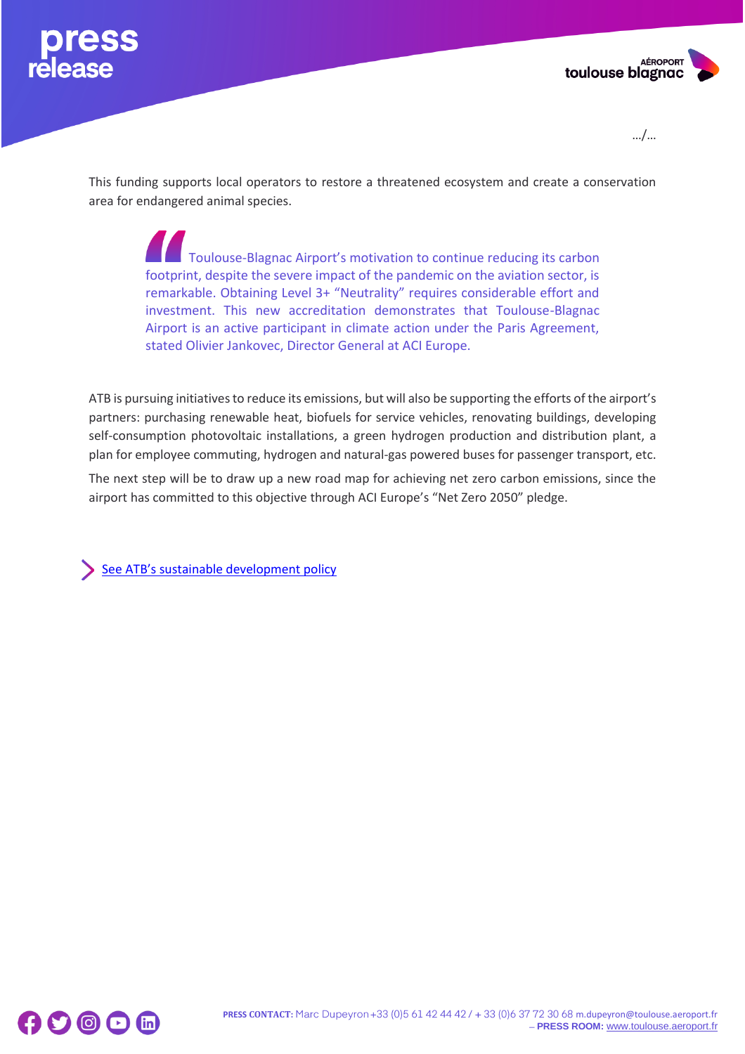This funding supports local operators to restore a threatened ecosystem and create a conservation area for endangered animal species.

> "Toulouse-Blagnac Airport's motivation to continue reducing its carbon footprint, despite the severe impact of the pandemic on the aviation sector, is remarkable. Obtaining Level 3+ "Neutrality" requires considerable effort and investment. This new accreditation demonstrates that Toulouse-Blagnac Airport is an active participant in climate action under the Paris Agreement, stated Olivier Jankovec, Director General at ACI Europe.

ATB is pursuing initiatives to reduce its emissions, but will also be supporting the efforts of the airport's partners: purchasing renewable heat, biofuels for service vehicles, renovating buildings, developing self-consumption photovoltaic installations, a green hydrogen production and distribution plant, a plan for employee commuting, hydrogen and natural-gas powered buses for passenger transport, etc.

The next step will be to draw up a new road map for achieving net zero carbon emissions, since the airport has committed to this objective through ACI Europe's "Net Zero 2050" pledge.

> See ATB's sustainable development policy

**PRESS CONTACT:** Marc Dupeyron +33 (0)5 61 42 44 42 / + 33 (0)6 37 72 30 68 m.dupeyron@toulouse.aeroport.fr – **PRESS ROOM:** www.toulouse.aeroport.fr